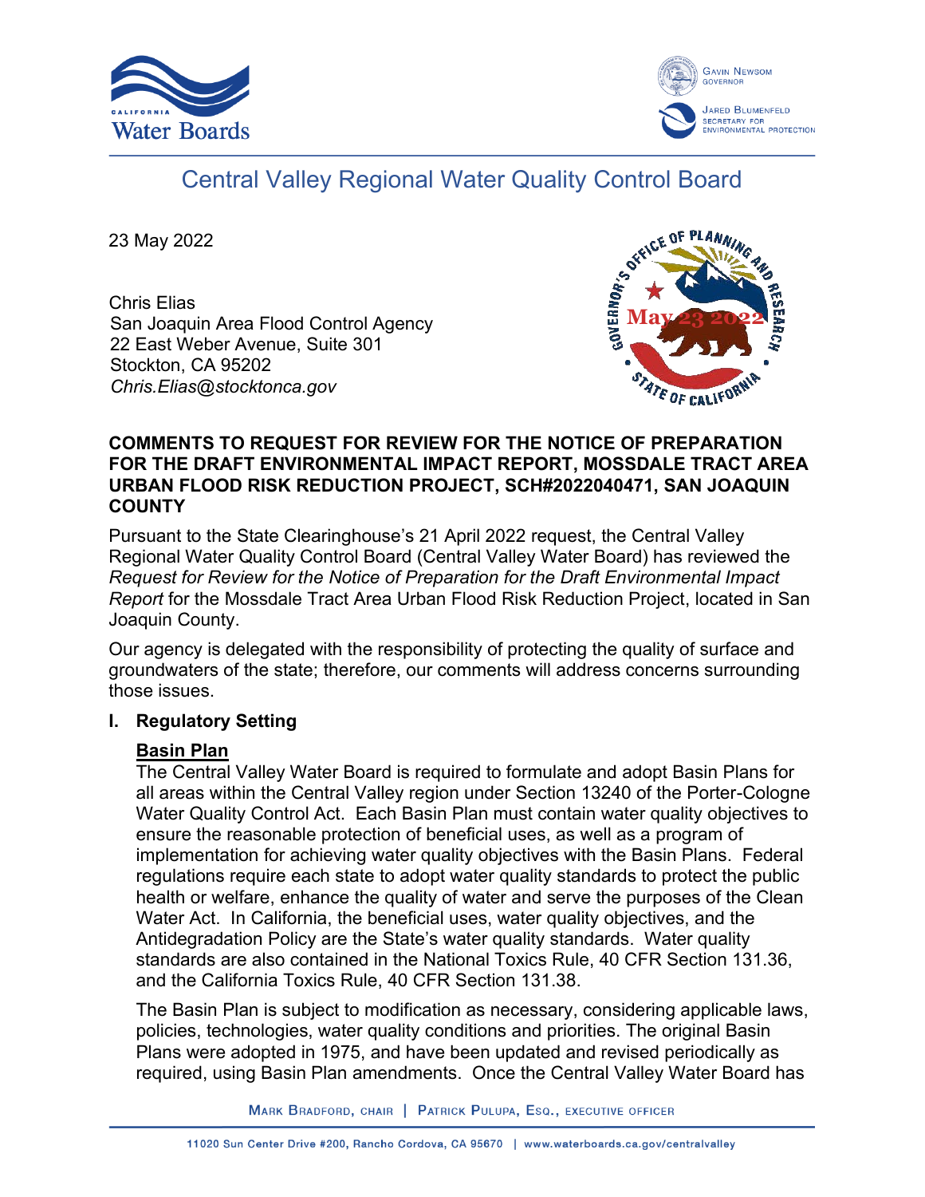Central Valley Regional Water Quality Control Board

23 May 2022

Chris Elias
San Joaquin Area Flood Control Agency
22 East Weber Avenue, Suite 301
Stockton, CA 95202
*Chris.Elias@stocktonca.gov*

**COMMENTS TO REQUEST FOR REVIEW FOR THE NOTICE OF PREPARATION FOR THE DRAFT ENVIRONMENTAL IMPACT REPORT, MOSSDALE TRACT AREA URBAN FLOOD RISK REDUCTION PROJECT, SCH#2022040471, SAN JOAQUIN COUNTY**

Pursuant to the State Clearinghouse's 21 April 2022 request, the Central Valley Regional Water Quality Control Board (Central Valley Water Board) has reviewed the *Request for Review for the Notice of Preparation for the Draft Environmental Impact Report* for the Mossdale Tract Area Urban Flood Risk Reduction Project, located in San Joaquin County.

Our agency is delegated with the responsibility of protecting the quality of surface and groundwaters of the state; therefore, our comments will address concerns surrounding those issues.

## I. Regulatory Setting

### Basin Plan

The Central Valley Water Board is required to formulate and adopt Basin Plans for all areas within the Central Valley region under Section 13240 of the Porter-Cologne Water Quality Control Act. Each Basin Plan must contain water quality objectives to ensure the reasonable protection of beneficial uses, as well as a program of implementation for achieving water quality objectives with the Basin Plans. Federal regulations require each state to adopt water quality standards to protect the public health or welfare, enhance the quality of water and serve the purposes of the Clean Water Act. In California, the beneficial uses, water quality objectives, and the Antidegradation Policy are the State's water quality standards. Water quality standards are also contained in the National Toxics Rule, 40 CFR Section 131.36, and the California Toxics Rule, 40 CFR Section 131.38.

The Basin Plan is subject to modification as necessary, considering applicable laws, policies, technologies, water quality conditions and priorities. The original Basin Plans were adopted in 1975, and have been updated and revised periodically as required, using Basin Plan amendments. Once the Central Valley Water Board has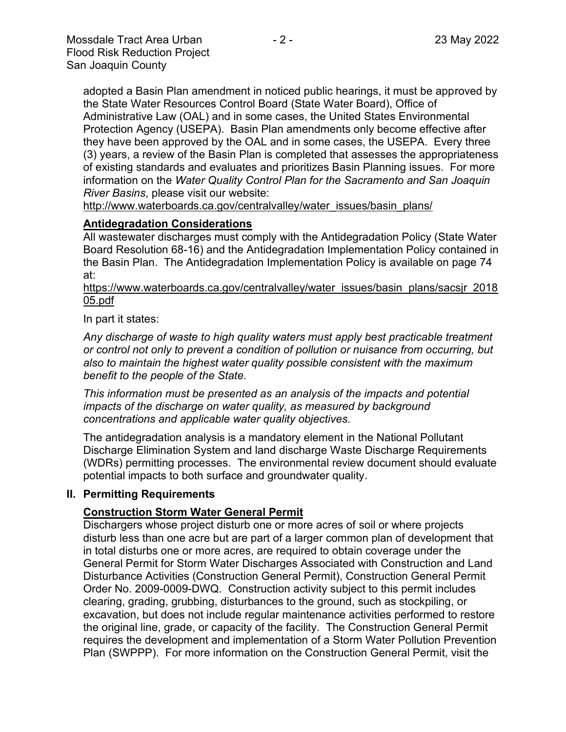adopted a Basin Plan amendment in noticed public hearings, it must be approved by the State Water Resources Control Board (State Water Board), Office of Administrative Law (OAL) and in some cases, the United States Environmental Protection Agency (USEPA). Basin Plan amendments only become effective after they have been approved by the OAL and in some cases, the USEPA. Every three (3) years, a review of the Basin Plan is completed that assesses the appropriateness of existing standards and evaluates and prioritizes Basin Planning issues. For more information on the *Water Quality Control Plan for the Sacramento and San Joaquin River Basins*, please visit our website:
http://www.waterboards.ca.gov/centralvalley/water_issues/basin_plans/

**Antidegradation Considerations**

All wastewater discharges must comply with the Antidegradation Policy (State Water Board Resolution 68-16) and the Antidegradation Implementation Policy contained in the Basin Plan. The Antidegradation Implementation Policy is available on page 74 at:
https://www.waterboards.ca.gov/centralvalley/water_issues/basin_plans/sacsjr_201805.pdf

In part it states:

*Any discharge of waste to high quality waters must apply best practicable treatment or control not only to prevent a condition of pollution or nuisance from occurring, but also to maintain the highest water quality possible consistent with the maximum benefit to the people of the State.*

*This information must be presented as an analysis of the impacts and potential impacts of the discharge on water quality, as measured by background concentrations and applicable water quality objectives.*

The antidegradation analysis is a mandatory element in the National Pollutant Discharge Elimination System and land discharge Waste Discharge Requirements (WDRs) permitting processes. The environmental review document should evaluate potential impacts to both surface and groundwater quality.

## II. Permitting Requirements

**Construction Storm Water General Permit**

Dischargers whose project disturb one or more acres of soil or where projects disturb less than one acre but are part of a larger common plan of development that in total disturbs one or more acres, are required to obtain coverage under the General Permit for Storm Water Discharges Associated with Construction and Land Disturbance Activities (Construction General Permit), Construction General Permit Order No. 2009-0009-DWQ. Construction activity subject to this permit includes clearing, grading, grubbing, disturbances to the ground, such as stockpiling, or excavation, but does not include regular maintenance activities performed to restore the original line, grade, or capacity of the facility. The Construction General Permit requires the development and implementation of a Storm Water Pollution Prevention Plan (SWPPP). For more information on the Construction General Permit, visit the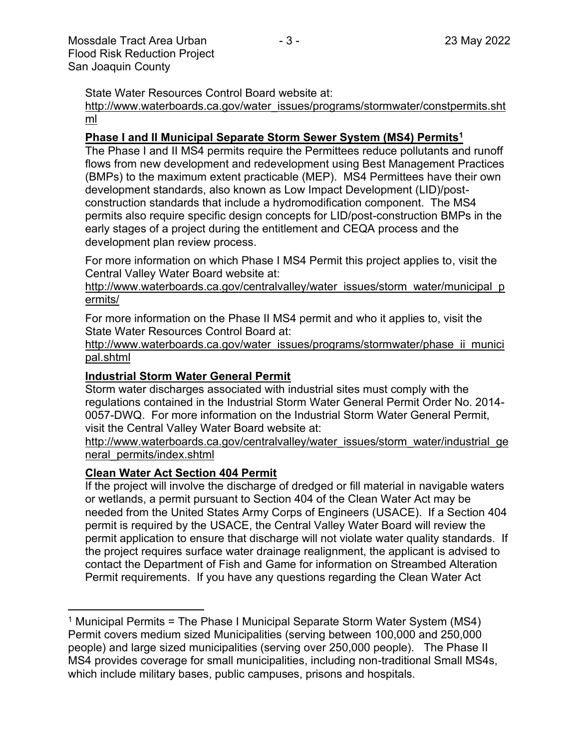State Water Resources Control Board website at:
http://www.waterboards.ca.gov/water_issues/programs/stormwater/constpermits.shtml

**Phase I and II Municipal Separate Storm Sewer System (MS4) Permits[1]**

The Phase I and II MS4 permits require the Permittees reduce pollutants and runoff flows from new development and redevelopment using Best Management Practices (BMPs) to the maximum extent practicable (MEP). MS4 Permittees have their own development standards, also known as Low Impact Development (LID)/post-construction standards that include a hydromodification component. The MS4 permits also require specific design concepts for LID/post-construction BMPs in the early stages of a project during the entitlement and CEQA process and the development plan review process.

For more information on which Phase I MS4 Permit this project applies to, visit the Central Valley Water Board website at:
http://www.waterboards.ca.gov/centralvalley/water_issues/storm_water/municipal_permits/

For more information on the Phase II MS4 permit and who it applies to, visit the State Water Resources Control Board at:
http://www.waterboards.ca.gov/water_issues/programs/stormwater/phase_ii_municipal.shtml

**Industrial Storm Water General Permit**

Storm water discharges associated with industrial sites must comply with the regulations contained in the Industrial Storm Water General Permit Order No. 2014-0057-DWQ. For more information on the Industrial Storm Water General Permit, visit the Central Valley Water Board website at:
http://www.waterboards.ca.gov/centralvalley/water_issues/storm_water/industrial_general_permits/index.shtml

**Clean Water Act Section 404 Permit**

If the project will involve the discharge of dredged or fill material in navigable waters or wetlands, a permit pursuant to Section 404 of the Clean Water Act may be needed from the United States Army Corps of Engineers (USACE). If a Section 404 permit is required by the USACE, the Central Valley Water Board will review the permit application to ensure that discharge will not violate water quality standards. If the project requires surface water drainage realignment, the applicant is advised to contact the Department of Fish and Game for information on Streambed Alteration Permit requirements. If you have any questions regarding the Clean Water Act

[1] Municipal Permits = The Phase I Municipal Separate Storm Water System (MS4) Permit covers medium sized Municipalities (serving between 100,000 and 250,000 people) and large sized municipalities (serving over 250,000 people). The Phase II MS4 provides coverage for small municipalities, including non-traditional Small MS4s, which include military bases, public campuses, prisons and hospitals.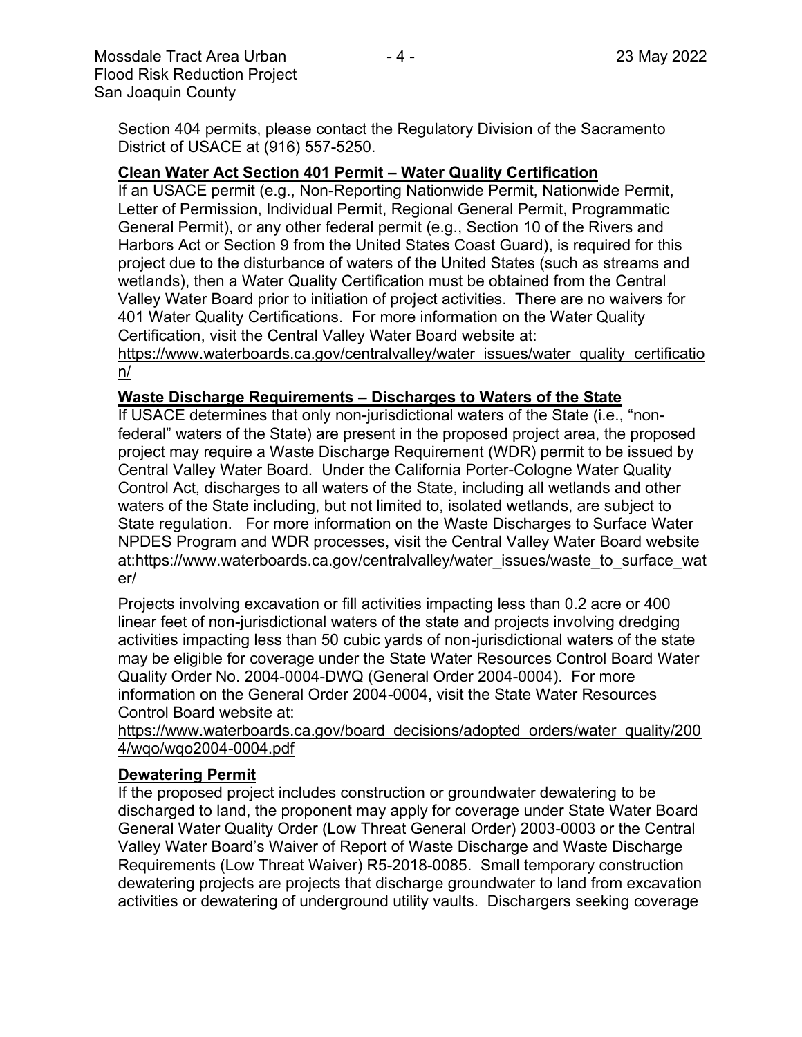Section 404 permits, please contact the Regulatory Division of the Sacramento District of USACE at (916) 557-5250.

**Clean Water Act Section 401 Permit – Water Quality Certification**

If an USACE permit (e.g., Non-Reporting Nationwide Permit, Nationwide Permit, Letter of Permission, Individual Permit, Regional General Permit, Programmatic General Permit), or any other federal permit (e.g., Section 10 of the Rivers and Harbors Act or Section 9 from the United States Coast Guard), is required for this project due to the disturbance of waters of the United States (such as streams and wetlands), then a Water Quality Certification must be obtained from the Central Valley Water Board prior to initiation of project activities. There are no waivers for 401 Water Quality Certifications. For more information on the Water Quality Certification, visit the Central Valley Water Board website at: https://www.waterboards.ca.gov/centralvalley/water_issues/water_quality_certification/

**Waste Discharge Requirements – Discharges to Waters of the State**

If USACE determines that only non-jurisdictional waters of the State (i.e., "non-federal" waters of the State) are present in the proposed project area, the proposed project may require a Waste Discharge Requirement (WDR) permit to be issued by Central Valley Water Board. Under the California Porter-Cologne Water Quality Control Act, discharges to all waters of the State, including all wetlands and other waters of the State including, but not limited to, isolated wetlands, are subject to State regulation. For more information on the Waste Discharges to Surface Water NPDES Program and WDR processes, visit the Central Valley Water Board website at:https://www.waterboards.ca.gov/centralvalley/water_issues/waste_to_surface_water/

Projects involving excavation or fill activities impacting less than 0.2 acre or 400 linear feet of non-jurisdictional waters of the state and projects involving dredging activities impacting less than 50 cubic yards of non-jurisdictional waters of the state may be eligible for coverage under the State Water Resources Control Board Water Quality Order No. 2004-0004-DWQ (General Order 2004-0004). For more information on the General Order 2004-0004, visit the State Water Resources Control Board website at: https://www.waterboards.ca.gov/board_decisions/adopted_orders/water_quality/2004/wqo/wqo2004-0004.pdf

**Dewatering Permit**

If the proposed project includes construction or groundwater dewatering to be discharged to land, the proponent may apply for coverage under State Water Board General Water Quality Order (Low Threat General Order) 2003-0003 or the Central Valley Water Board's Waiver of Report of Waste Discharge and Waste Discharge Requirements (Low Threat Waiver) R5-2018-0085. Small temporary construction dewatering projects are projects that discharge groundwater to land from excavation activities or dewatering of underground utility vaults. Dischargers seeking coverage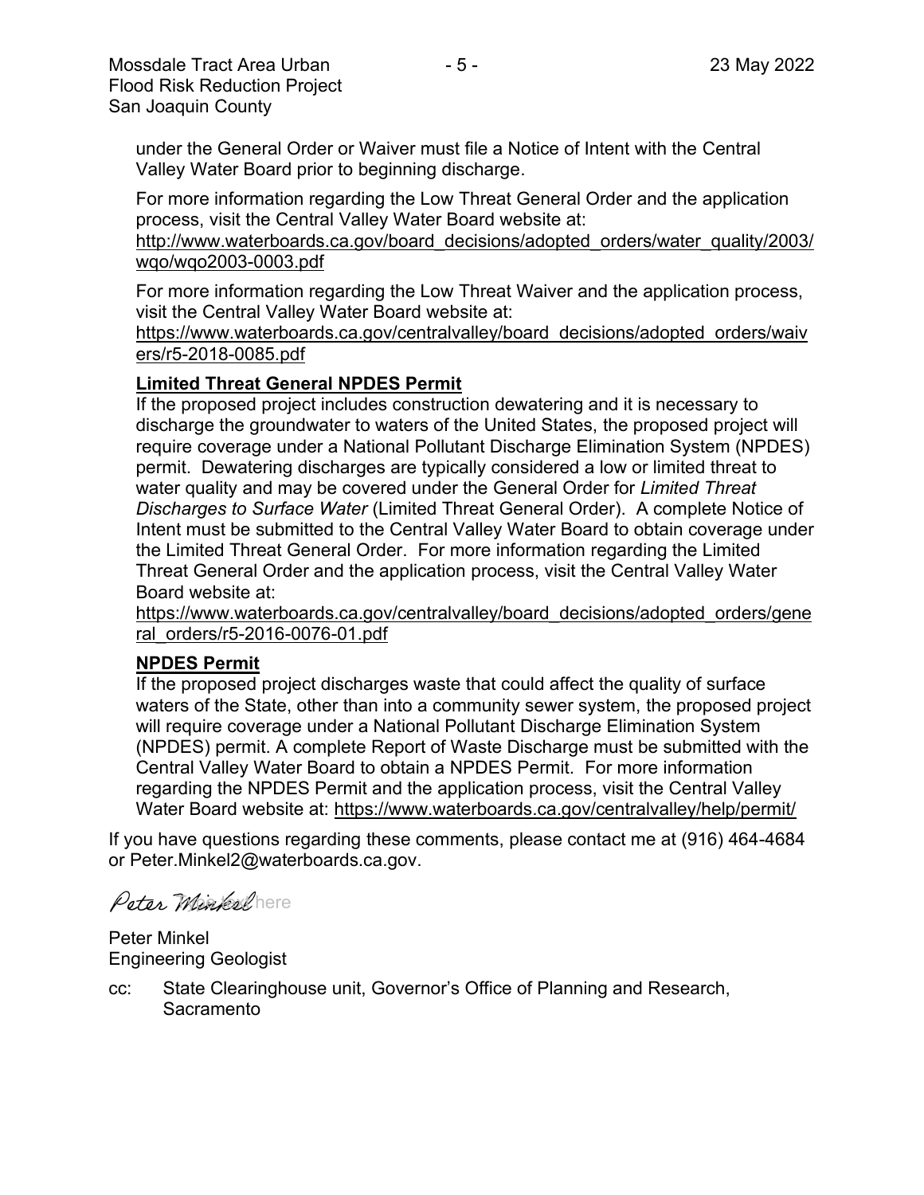under the General Order or Waiver must file a Notice of Intent with the Central Valley Water Board prior to beginning discharge.

For more information regarding the Low Threat General Order and the application process, visit the Central Valley Water Board website at: http://www.waterboards.ca.gov/board_decisions/adopted_orders/water_quality/2003/wqo/wqo2003-0003.pdf

For more information regarding the Low Threat Waiver and the application process, visit the Central Valley Water Board website at: https://www.waterboards.ca.gov/centralvalley/board_decisions/adopted_orders/waivers/r5-2018-0085.pdf

**Limited Threat General NPDES Permit**

If the proposed project includes construction dewatering and it is necessary to discharge the groundwater to waters of the United States, the proposed project will require coverage under a National Pollutant Discharge Elimination System (NPDES) permit. Dewatering discharges are typically considered a low or limited threat to water quality and may be covered under the General Order for *Limited Threat Discharges to Surface Water* (Limited Threat General Order). A complete Notice of Intent must be submitted to the Central Valley Water Board to obtain coverage under the Limited Threat General Order. For more information regarding the Limited Threat General Order and the application process, visit the Central Valley Water Board website at: https://www.waterboards.ca.gov/centralvalley/board_decisions/adopted_orders/general_orders/r5-2016-0076-01.pdf

**NPDES Permit**

If the proposed project discharges waste that could affect the quality of surface waters of the State, other than into a community sewer system, the proposed project will require coverage under a National Pollutant Discharge Elimination System (NPDES) permit. A complete Report of Waste Discharge must be submitted with the Central Valley Water Board to obtain a NPDES Permit. For more information regarding the NPDES Permit and the application process, visit the Central Valley Water Board website at: https://www.waterboards.ca.gov/centralvalley/help/permit/

If you have questions regarding these comments, please contact me at (916) 464-4684 or Peter.Minkel2@waterboards.ca.gov.

Peter Minkel

Peter Minkel
Engineering Geologist

cc: State Clearinghouse unit, Governor's Office of Planning and Research, Sacramento